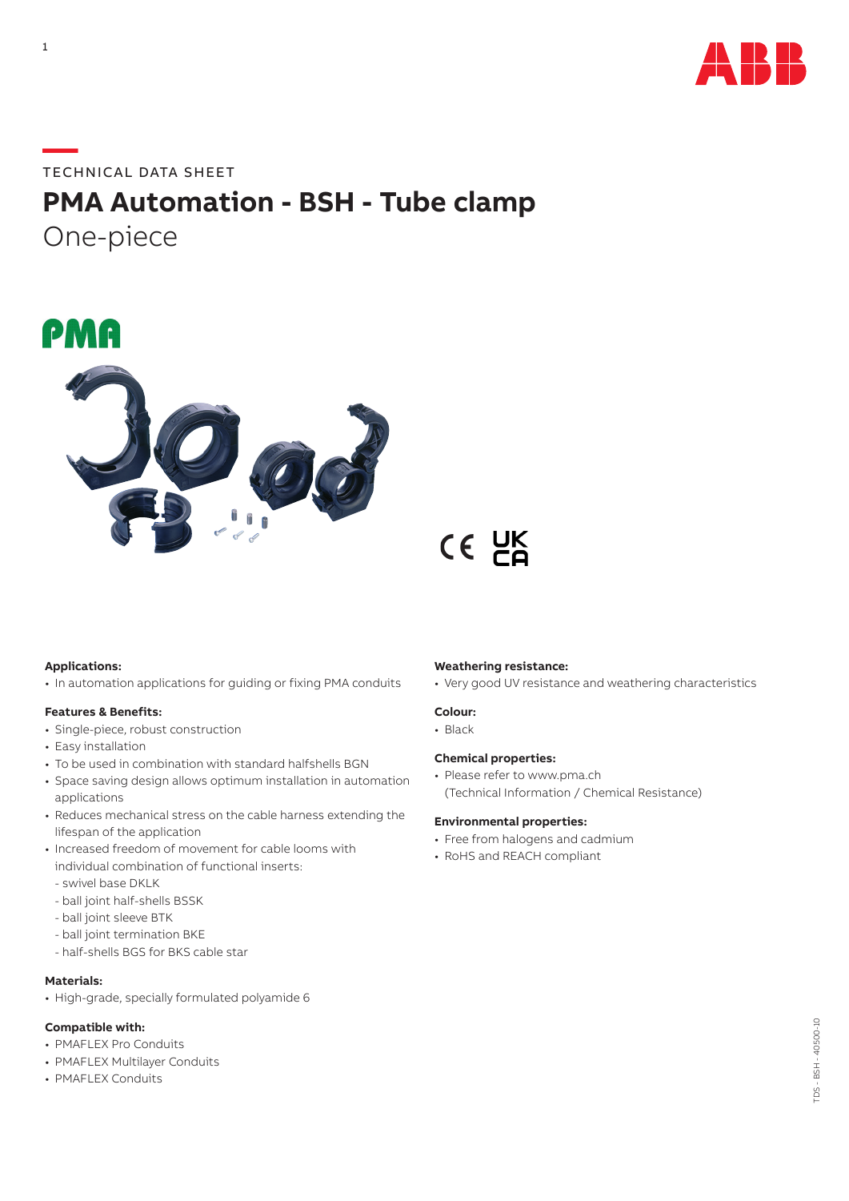TECHNICAL DATA SHEET

# PMA Automation - BSH - Tube clamp

## One-piece

**Applications:**
- In automation applications for guiding or fixing PMA conduits

**Features & Benefits:**
- Single-piece, robust construction
- Easy installation
- To be used in combination with standard halfshells BGN
- Space saving design allows optimum installation in automation applications
- Reduces mechanical stress on the cable harness extending the lifespan of the application
- Increased freedom of movement for cable looms with individual combination of functional inserts:
  - swivel base DKLK
  - ball joint half-shells BSSK
  - ball joint sleeve BTK
  - ball joint termination BKE
  - half-shells BGS for BKS cable star

**Materials:**
- High-grade, specially formulated polyamide 6

**Compatible with:**
- PMAFLEX Pro Conduits
- PMAFLEX Multilayer Conduits
- PMAFLEX Conduits

**Weathering resistance:**
- Very good UV resistance and weathering characteristics

**Colour:**
- Black

**Chemical properties:**
- Please refer to www.pma.ch (Technical Information / Chemical Resistance)

**Environmental properties:**
- Free from halogens and cadmium
- RoHS and REACH compliant

TDS - BSH - 40500-10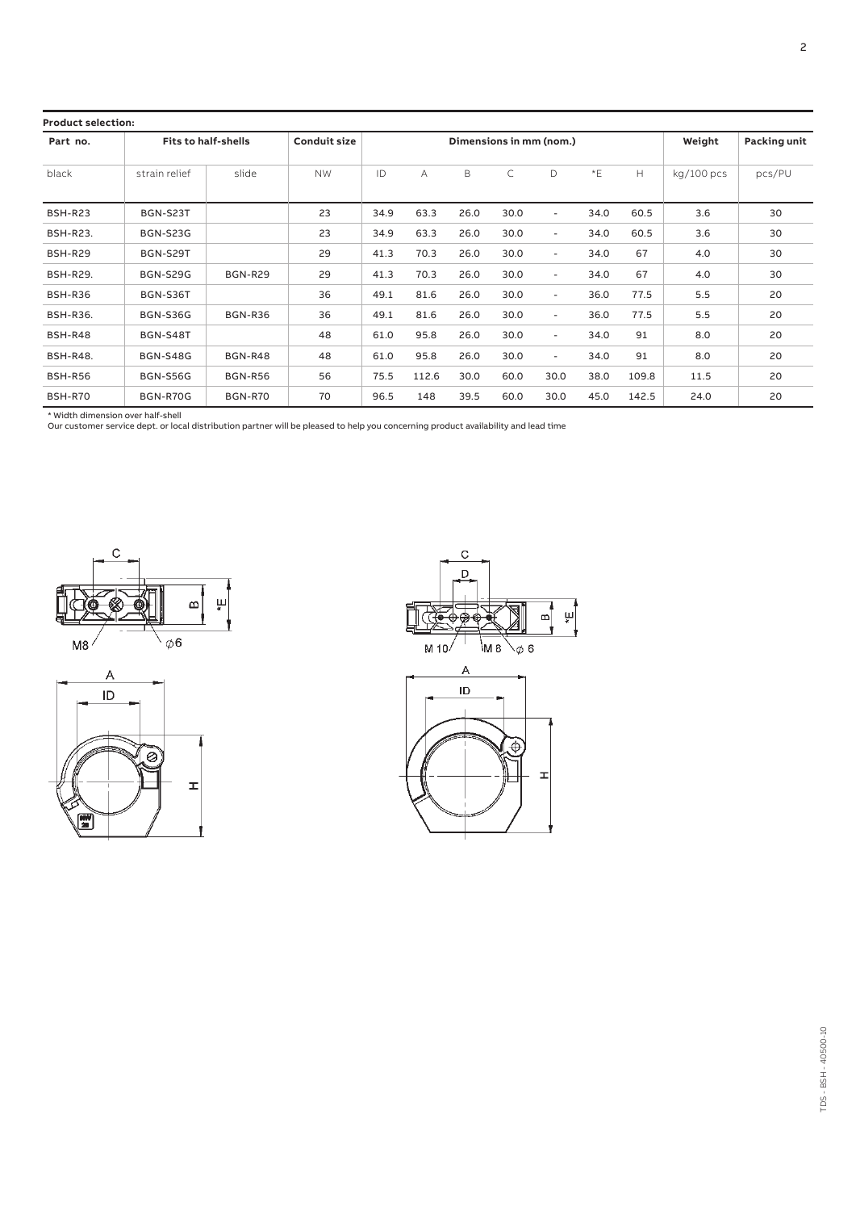**Product selection:**

| Part no. | Fits to half-shells | | Conduit size | Dimensions in mm (nom.) | | | | | | | Weight | Packing unit |
|---|---|---|---|---|---|---|---|---|---|---|---|---|
| black | strain relief | slide | NW | ID | A | B | C | D | *E | H | kg/100 pcs | pcs/PU |
| BSH-R23 | BGN-S23T | | 23 | 34.9 | 63.3 | 26.0 | 30.0 | - | 34.0 | 60.5 | 3.6 | 30 |
| BSH-R23. | BGN-S23G | | 23 | 34.9 | 63.3 | 26.0 | 30.0 | - | 34.0 | 60.5 | 3.6 | 30 |
| BSH-R29 | BGN-S29T | | 29 | 41.3 | 70.3 | 26.0 | 30.0 | - | 34.0 | 67 | 4.0 | 30 |
| BSH-R29. | BGN-S29G | BGN-R29 | 29 | 41.3 | 70.3 | 26.0 | 30.0 | - | 34.0 | 67 | 4.0 | 30 |
| BSH-R36 | BGN-S36T | | 36 | 49.1 | 81.6 | 26.0 | 30.0 | - | 36.0 | 77.5 | 5.5 | 20 |
| BSH-R36. | BGN-S36G | BGN-R36 | 36 | 49.1 | 81.6 | 26.0 | 30.0 | - | 36.0 | 77.5 | 5.5 | 20 |
| BSH-R48 | BGN-S48T | | 48 | 61.0 | 95.8 | 26.0 | 30.0 | - | 34.0 | 91 | 8.0 | 20 |
| BSH-R48. | BGN-S48G | BGN-R48 | 48 | 61.0 | 95.8 | 26.0 | 30.0 | - | 34.0 | 91 | 8.0 | 20 |
| BSH-R56 | BGN-S56G | BGN-R56 | 56 | 75.5 | 112.6 | 30.0 | 60.0 | 30.0 | 38.0 | 109.8 | 11.5 | 20 |
| BSH-R70 | BGN-R70G | BGN-R70 | 70 | 96.5 | 148 | 39.5 | 60.0 | 30.0 | 45.0 | 142.5 | 24.0 | 20 |

* Width dimension over half-shell
Our customer service dept. or local distribution partner will be pleased to help you concerning product availability and lead time

TDS - BSH - 40500-10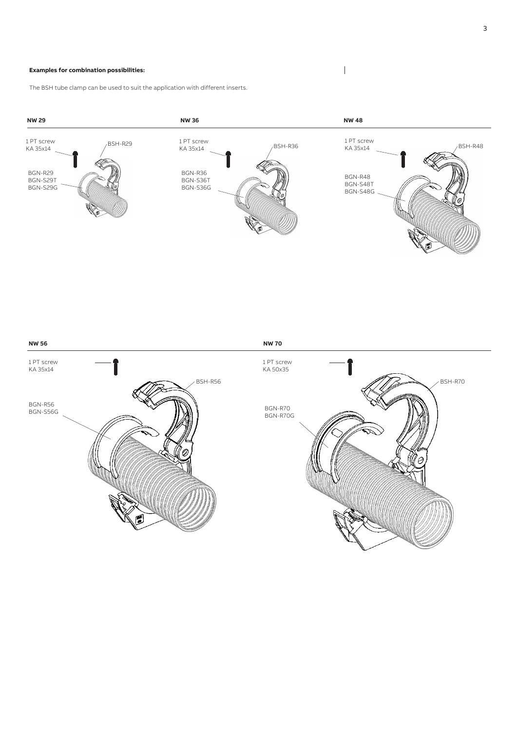**Examples for combination possibilities:**

The BSH tube clamp can be used to suit the application with different inserts.

**NW 29**

1 PT screw
KA 35x14

BSH-R29

BGN-R29
BGN-S29T
BGN-S29G

**NW 36**

1 PT screw
KA 35x14

BSH-R36

BGN-R36
BGN-S36T
BGN-S36G

**NW 48**

1 PT screw
KA 35x14

BSH-R48

BGN-R48
BGN-S48T
BGN-S48G

**NW 56**

1 PT screw
KA 35x14

BSH-R56

BGN-R56
BGN-S56G

**NW 70**

1 PT screw
KA 50x35

BSH-R70

BGN-R70
BGN-R70G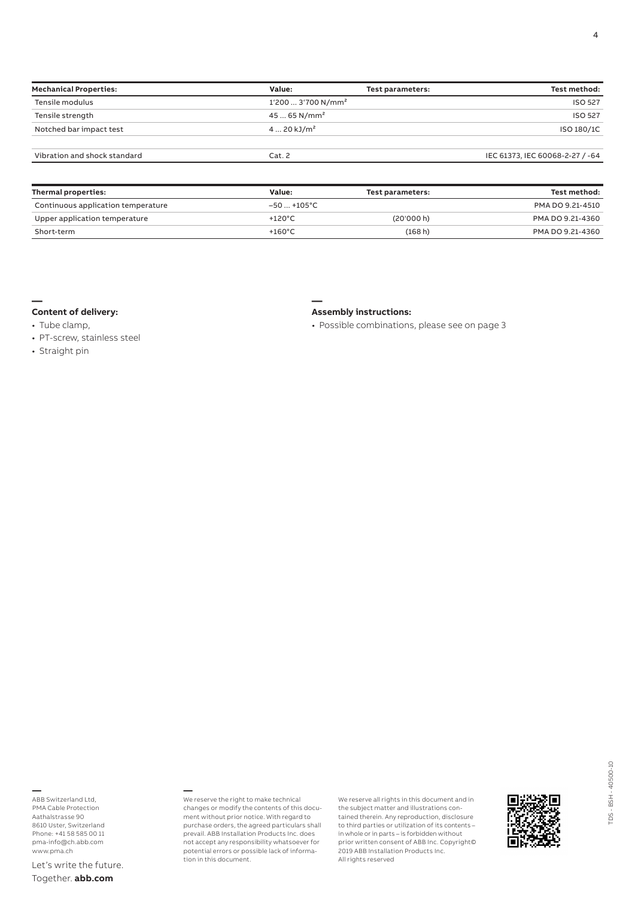| Mechanical Properties: | Value: | Test parameters: | Test method: |
|---|---|---|---|
| Tensile modulus | 1'200 … 3'700 N/mm² | | ISO 527 |
| Tensile strength | 45 … 65 N/mm² | | ISO 527 |
| Notched bar impact test | 4 … 20 kJ/m² | | ISO 180/1C |
| Vibration and shock standard | Cat. 2 | | IEC 61373, IEC 60068-2-27 / -64 |

| Thermal properties: | Value: | Test parameters: | Test method: |
|---|---|---|---|
| Continuous application temperature | –50 … +105°C | | PMA DO 9.21-4510 |
| Upper application temperature | +120°C | (20'000 h) | PMA DO 9.21-4360 |
| Short-term | +160°C | (168 h) | PMA DO 9.21-4360 |

## Content of delivery:

- Tube clamp,
- PT-screw, stainless steel
- Straight pin

## Assembly instructions:

- Possible combinations, please see on page 3

ABB Switzerland Ltd,
PMA Cable Protection
Aathalstrasse 90
8610 Uster, Switzerland
Phone: +41 58 585 00 11
pma-info@ch.abb.com
www.pma.ch

Let's write the future.
Together. **abb.com**

We reserve the right to make technical changes or modify the contents of this document without prior notice. With regard to purchase orders, the agreed particulars shall prevail. ABB Installation Products Inc. does not accept any responsibility whatsoever for potential errors or possible lack of information in this document.

We reserve all rights in this document and in the subject matter and illustrations contained therein. Any reproduction, disclosure to third parties or utilization of its contents – in whole or in parts – is forbidden without prior written consent of ABB Inc. Copyright© 2019 ABB Installation Products Inc. All rights reserved

TDS - BSH - 40500-10